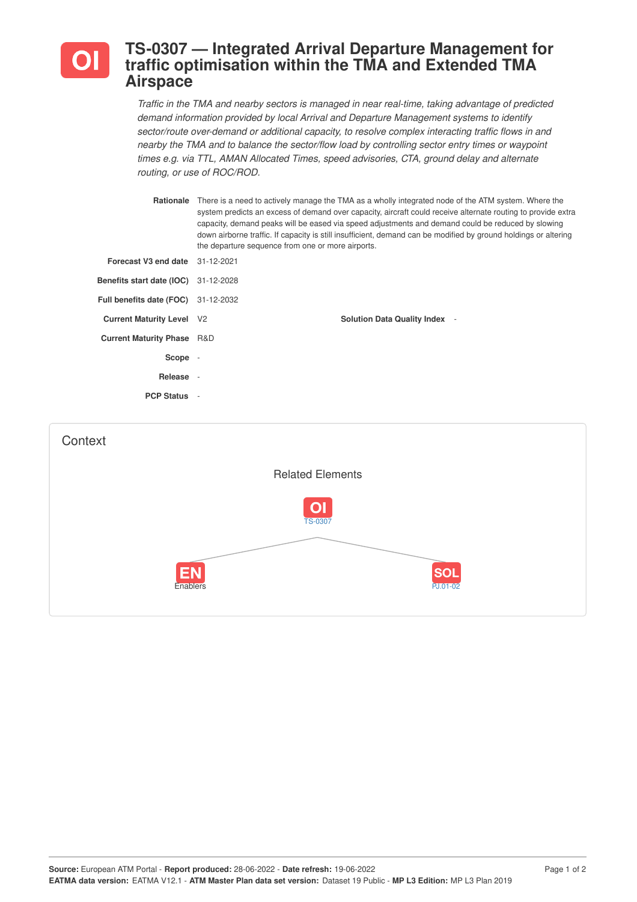# OI TS-0307 — Integrated Arrival Departure Management for traffic optimisation within the TMA and Extended TMA Airspace

*Traffic in the TMA and nearby sectors is managed in near real-time, taking advantage of predicted demand information provided by local Arrival and Departure Management systems to identify sector/route over-demand or additional capacity, to resolve complex interacting traffic flows in and nearby the TMA and to balance the sector/flow load by controlling sector entry times or waypoint times e.g. via TTL, AMAN Allocated Times, speed advisories, CTA, ground delay and alternate routing, or use of ROC/ROD.*

**Rationale** There is a need to actively manage the TMA as a wholly integrated node of the ATM system. Where the system predicts an excess of demand over capacity, aircraft could receive alternate routing to provide extra capacity, demand peaks will be eased via speed adjustments and demand could be reduced by slowing down airborne traffic. If capacity is still insufficient, demand can be modified by ground holdings or altering the departure sequence from one or more airports.

**Forecast V3 end date** 31-12-2021

**Benefits start date (IOC)** 31-12-2028

**Full benefits date (FOC)** 31-12-2032

**Current Maturity Level** V2

**Solution Data Quality Index** -

**Current Maturity Phase** R&D

**Scope** -

**Release** -

**PCP Status** -

## Context

### Related Elements

- OI TS-0307
  - EN Enablers
  - SOL PJ.01-02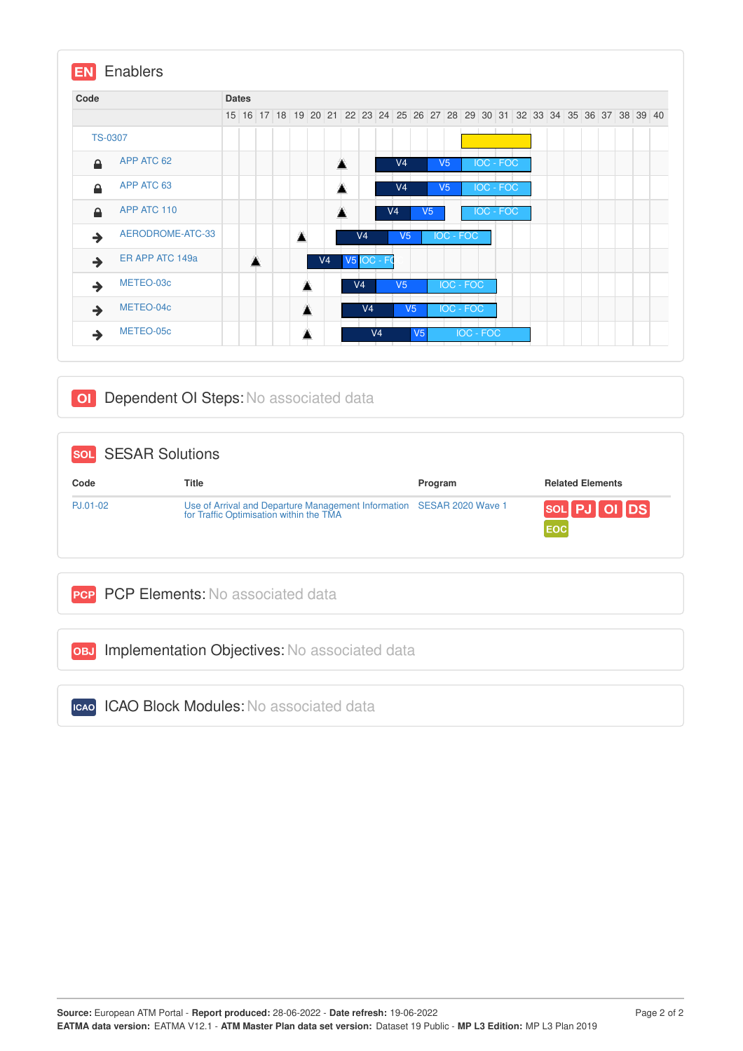## EN Enablers

Code | Dates

15 16 17 18 19 20 21 22 23 24 25 26 27 28 29 30 31 32 33 34 35 36 37 38 39 40

TS-0307

APP ATC 62 — V4 V5 IOC - FOC

APP ATC 63 — V4 V5 IOC - FOC

APP ATC 110 — V4 V5 IOC - FOC

AERODROME-ATC-33 — V4 V5 IOC - FOC

ER APP ATC 149a — V4 V5 IOC - FO

METEO-03c — V4 V5 IOC - FOC

METEO-04c — V4 V5 IOC - FOC

METEO-05c — V4 V5 IOC - FOC

## OI Dependent OI Steps: No associated data

## SOL SESAR Solutions

| Code | Title | Program | Related Elements |
|---|---|---|---|
| PJ.01-02 | Use of Arrival and Departure Management Information for Traffic Optimisation within the TMA | SESAR 2020 Wave 1 | SOL PJ OI DS EOC |

## PCP PCP Elements: No associated data

## OBJ Implementation Objectives: No associated data

## ICAO ICAO Block Modules: No associated data

**Source:** European ATM Portal - **Report produced:** 28-06-2022 - **Date refresh:** 19-06-2022
**EATMA data version:** EATMA V12.1 - **ATM Master Plan data set version:** Dataset 19 Public - **MP L3 Edition:** MP L3 Plan 2019